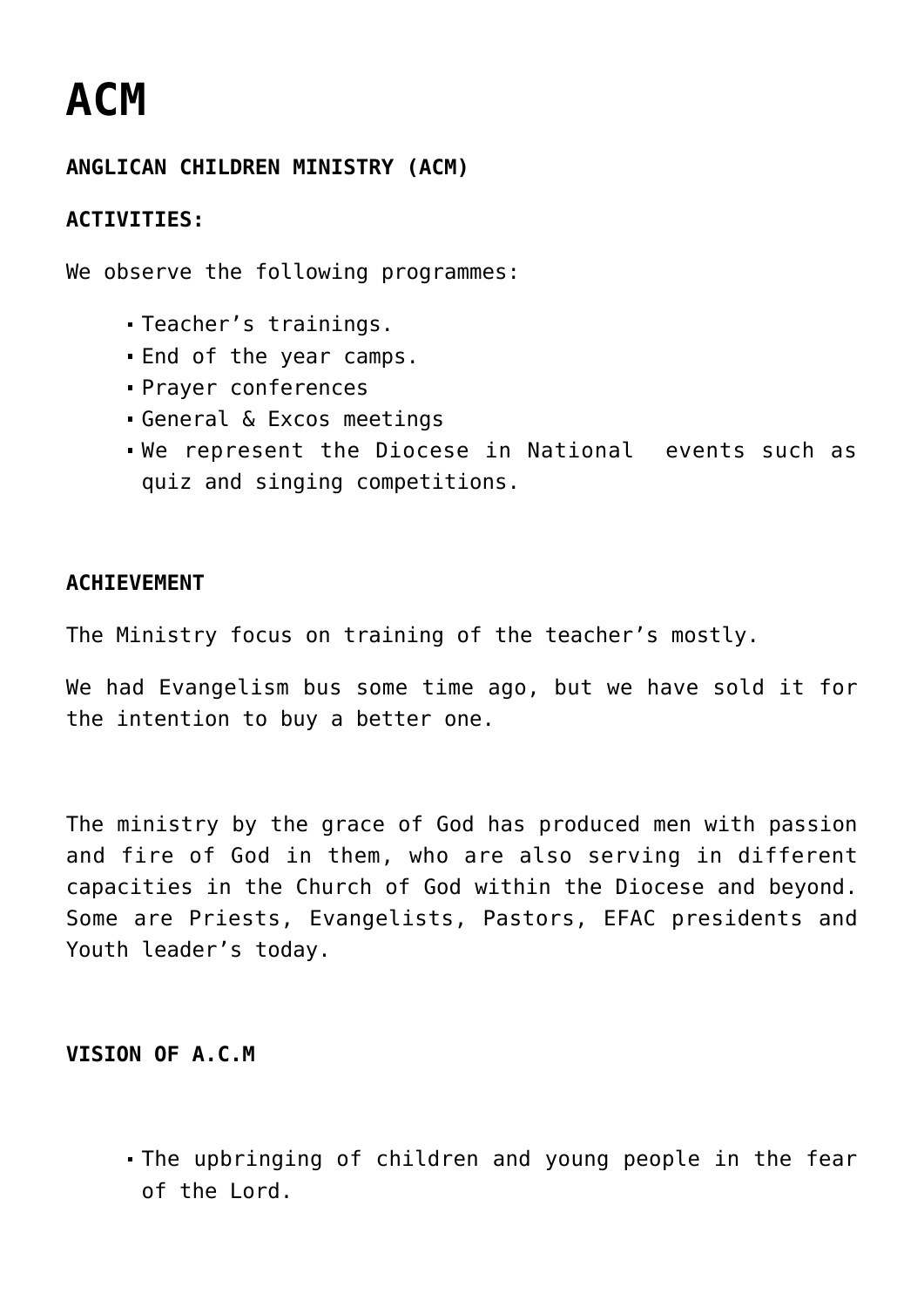# ACM

**ANGLICAN CHILDREN MINISTRY (ACM)**

**ACTIVITIES:**

We observe the following programmes:

- Teacher's trainings.
- End of the year camps.
- Prayer conferences
- General & Excos meetings
- We represent the Diocese in National events such as quiz and singing competitions.

**ACHIEVEMENT**

The Ministry focus on training of the teacher's mostly.

We had Evangelism bus some time ago, but we have sold it for the intention to buy a better one.

The ministry by the grace of God has produced men with passion and fire of God in them, who are also serving in different capacities in the Church of God within the Diocese and beyond. Some are Priests, Evangelists, Pastors, EFAC presidents and Youth leader's today.

**VISION OF A.C.M**

- The upbringing of children and young people in the fear of the Lord.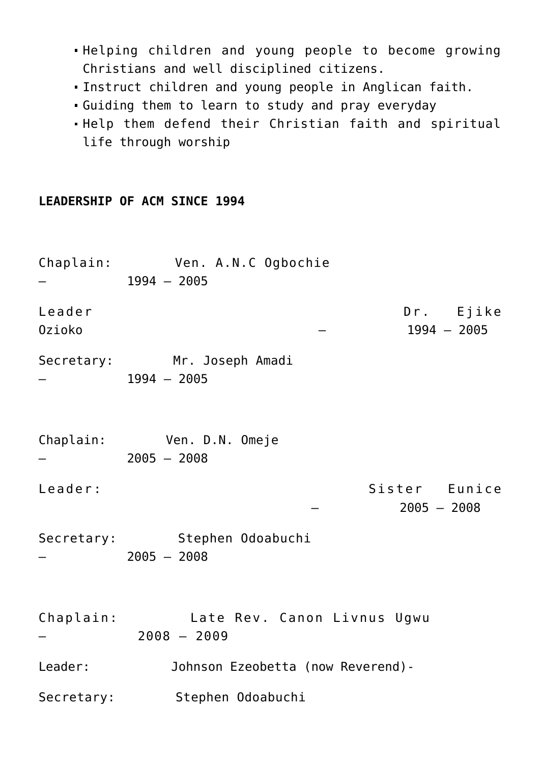- Helping children and young people to become growing Christians and well disciplined citizens.
- Instruct children and young people in Anglican faith.
- Guiding them to learn to study and pray everyday
- Help them defend their Christian faith and spiritual life through worship

**LEADERSHIP OF ACM SINCE 1994**

Chaplain: Ven. A.N.C Ogbochie – 1994 – 2005

Leader Dr. Ejike Ozioko – 1994 – 2005

Secretary: Mr. Joseph Amadi – 1994 – 2005

Chaplain: Ven. D.N. Omeje – 2005 – 2008

Leader: Sister Eunice – 2005 – 2008

Secretary: Stephen Odoabuchi – 2005 – 2008

Chaplain: Late Rev. Canon Livnus Ugwu – 2008 – 2009

Leader: Johnson Ezeobetta (now Reverend)-

Secretary: Stephen Odoabuchi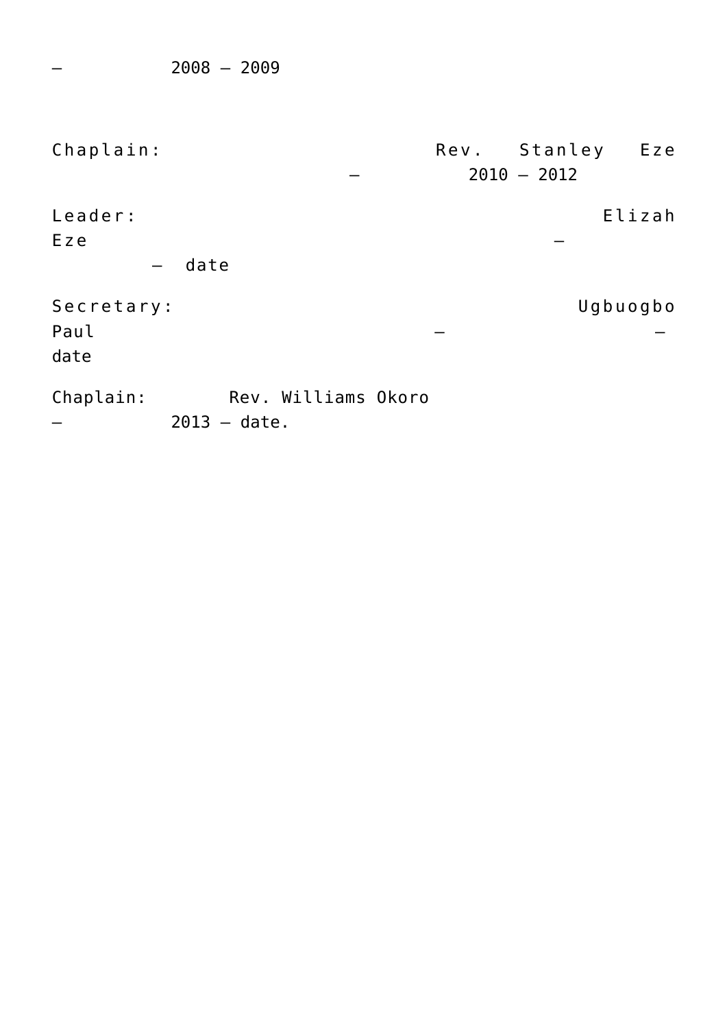– 2008 – 2009

Chaplain: Rev. Stanley Eze – 2010 – 2012

Leader: Elizah Eze – – date

Secretary: Ugbuogbo Paul – – date

Chaplain: Rev. Williams Okoro – 2013 – date.